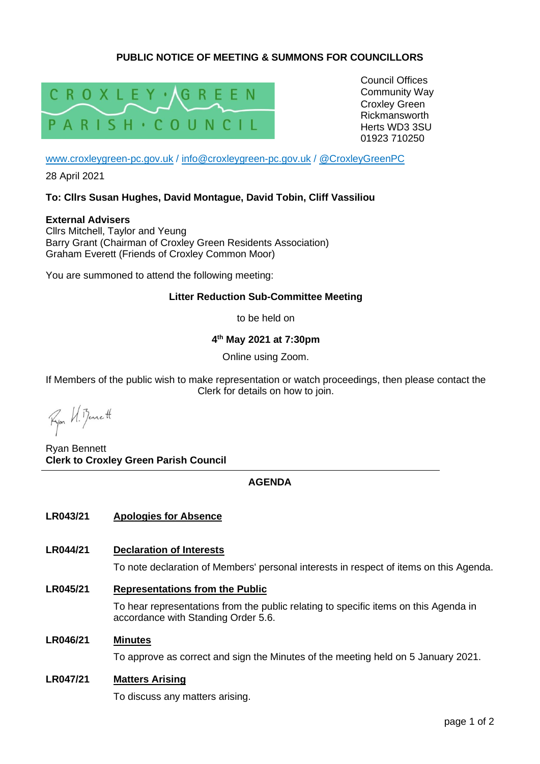## PUBLIC NOTICE OF MEETING & SUMMONS FOR COUNCILLORS

CROXLEY GREEN PARISH COUNCIL

Council Offices
Community Way
Croxley Green
Rickmansworth
Herts WD3 3SU
01923 710250

www.croxleygreen-pc.gov.uk / info@croxleygreen-pc.gov.uk / @CroxleyGreenPC

28 April 2021

**To: Cllrs Susan Hughes, David Montague, David Tobin, Cliff Vassiliou**

**External Advisers**
Cllrs Mitchell, Taylor and Yeung
Barry Grant (Chairman of Croxley Green Residents Association)
Graham Everett (Friends of Croxley Common Moor)

You are summoned to attend the following meeting:

**Litter Reduction Sub-Committee Meeting**

to be held on

**4th May 2021 at 7:30pm**

Online using Zoom.

If Members of the public wish to make representation or watch proceedings, then please contact the Clerk for details on how to join.

Ryan Bennett
**Clerk to Croxley Green Parish Council**

## AGENDA

**LR043/21 Apologies for Absence**

**LR044/21 Declaration of Interests**

To note declaration of Members' personal interests in respect of items on this Agenda.

**LR045/21 Representations from the Public**

To hear representations from the public relating to specific items on this Agenda in accordance with Standing Order 5.6.

**LR046/21 Minutes**

To approve as correct and sign the Minutes of the meeting held on 5 January 2021.

**LR047/21 Matters Arising**

To discuss any matters arising.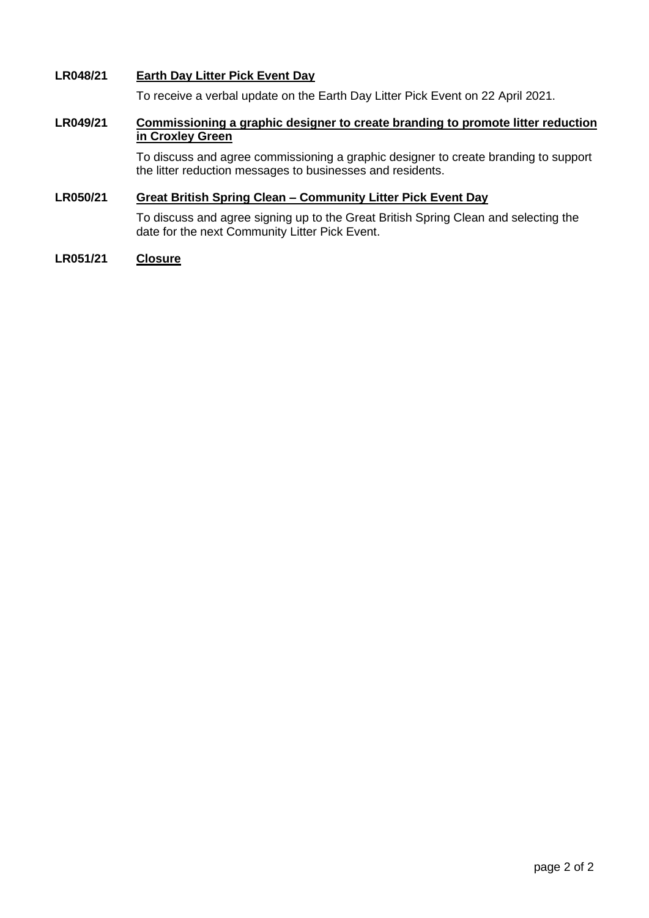**LR048/21** **Earth Day Litter Pick Event Day**

To receive a verbal update on the Earth Day Litter Pick Event on 22 April 2021.

**LR049/21** **Commissioning a graphic designer to create branding to promote litter reduction in Croxley Green**

To discuss and agree commissioning a graphic designer to create branding to support the litter reduction messages to businesses and residents.

**LR050/21** **Great British Spring Clean – Community Litter Pick Event Day**

To discuss and agree signing up to the Great British Spring Clean and selecting the date for the next Community Litter Pick Event.

**LR051/21** **Closure**